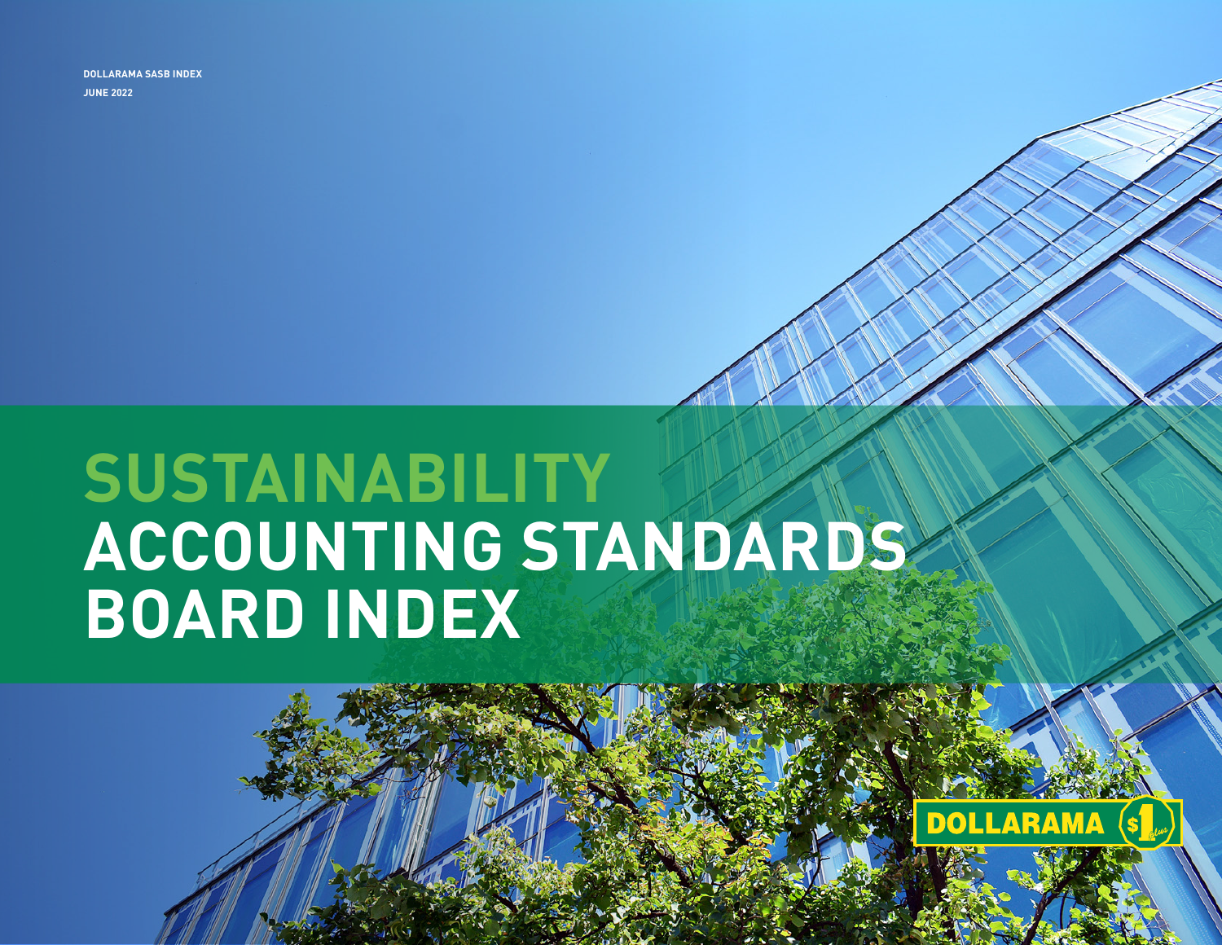DOLLARAMA SASB INDEX

JUNE 2022

# SUSTAINABILITY ACCOUNTING STANDARDS BOARD INDEX

DOLLARAMA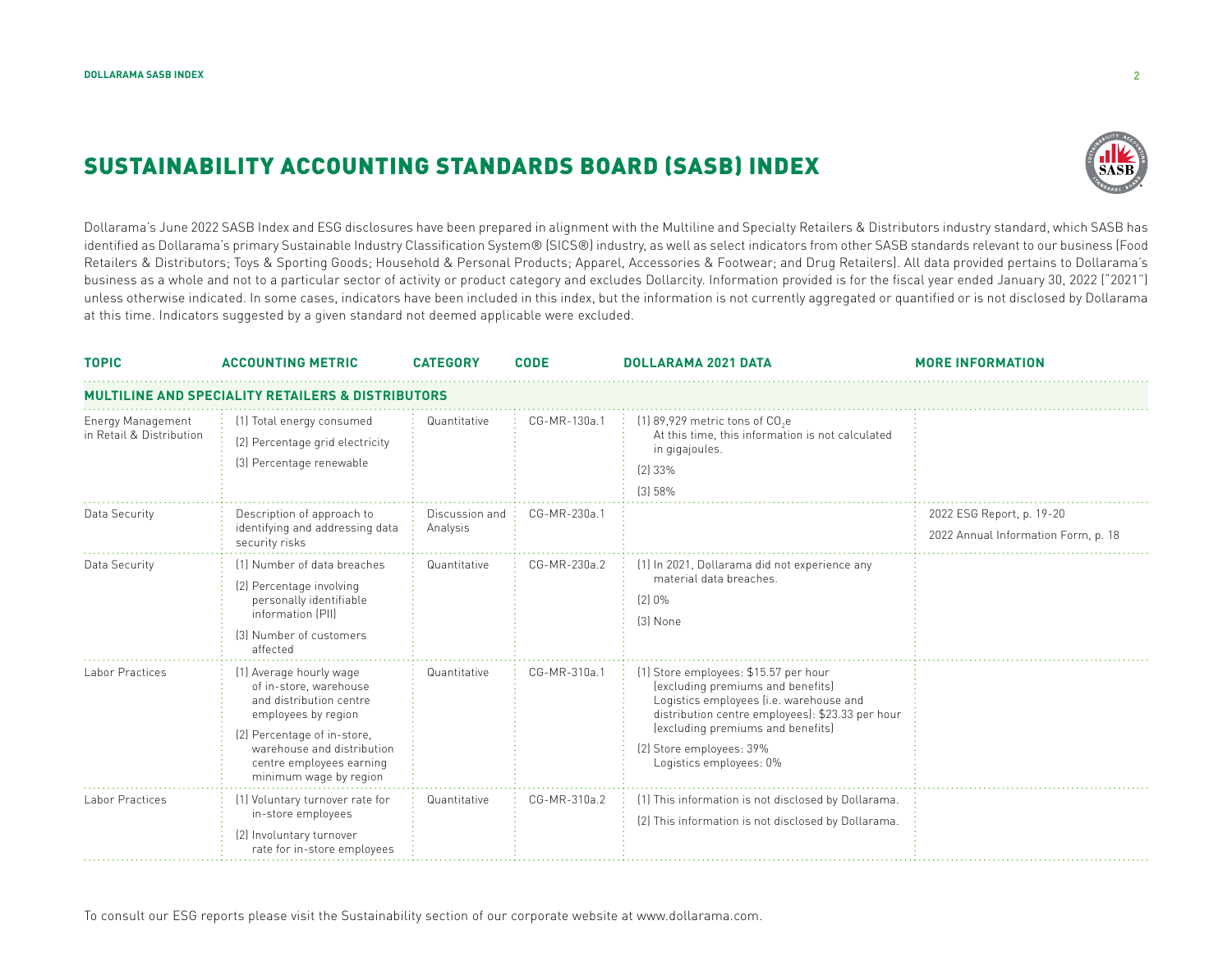# SUSTAINABILITY ACCOUNTING STANDARDS BOARD (SASB) INDEX

Dollarama's June 2022 SASB Index and ESG disclosures have been prepared in alignment with the Multiline and Specialty Retailers & Distributors industry standard, which SASB has identified as Dollarama's primary Sustainable Industry Classification System® (SICS®) industry, as well as select indicators from other SASB standards relevant to our business (Food Retailers & Distributors; Toys & Sporting Goods; Household & Personal Products; Apparel, Accessories & Footwear; and Drug Retailers). All data provided pertains to Dollarama's business as a whole and not to a particular sector of activity or product category and excludes Dollarcity. Information provided is for the fiscal year ended January 30, 2022 ("2021") unless otherwise indicated. In some cases, indicators have been included in this index, but the information is not currently aggregated or quantified or is not disclosed by Dollarama at this time. Indicators suggested by a given standard not deemed applicable were excluded.

| TOPIC | ACCOUNTING METRIC | CATEGORY | CODE | DOLLARAMA 2021 DATA | MORE INFORMATION |
|---|---|---|---|---|---|
| **MULTILINE AND SPECIALITY RETAILERS & DISTRIBUTORS** | | | | | |
| Energy Management in Retail & Distribution | (1) Total energy consumed<br>(2) Percentage grid electricity<br>(3) Percentage renewable | Quantitative | CG-MR-130a.1 | (1) 89,929 metric tons of $CO_2e$<br>At this time, this information is not calculated in gigajoules.<br>(2) 33%<br>(3) 58% | |
| Data Security | Description of approach to identifying and addressing data security risks | Discussion and Analysis | CG-MR-230a.1 | | 2022 ESG Report, p. 19-20<br>2022 Annual Information Form, p. 18 |
| Data Security | (1) Number of data breaches<br>(2) Percentage involving personally identifiable information (PII)<br>(3) Number of customers affected | Quantitative | CG-MR-230a.2 | (1) In 2021, Dollarama did not experience any material data breaches.<br>(2) 0%<br>(3) None | |
| Labor Practices | (1) Average hourly wage of in-store, warehouse and distribution centre employees by region<br>(2) Percentage of in-store, warehouse and distribution centre employees earning minimum wage by region | Quantitative | CG-MR-310a.1 | (1) Store employees: $15.57 per hour (excluding premiums and benefits)<br>Logistics employees (i.e. warehouse and distribution centre employees): $23.33 per hour (excluding premiums and benefits)<br>(2) Store employees: 39%<br>Logistics employees: 0% | |
| Labor Practices | (1) Voluntary turnover rate for in-store employees<br>(2) Involuntary turnover rate for in-store employees | Quantitative | CG-MR-310a.2 | (1) This information is not disclosed by Dollarama.<br>(2) This information is not disclosed by Dollarama. | |

To consult our ESG reports please visit the Sustainability section of our corporate website at www.dollarama.com.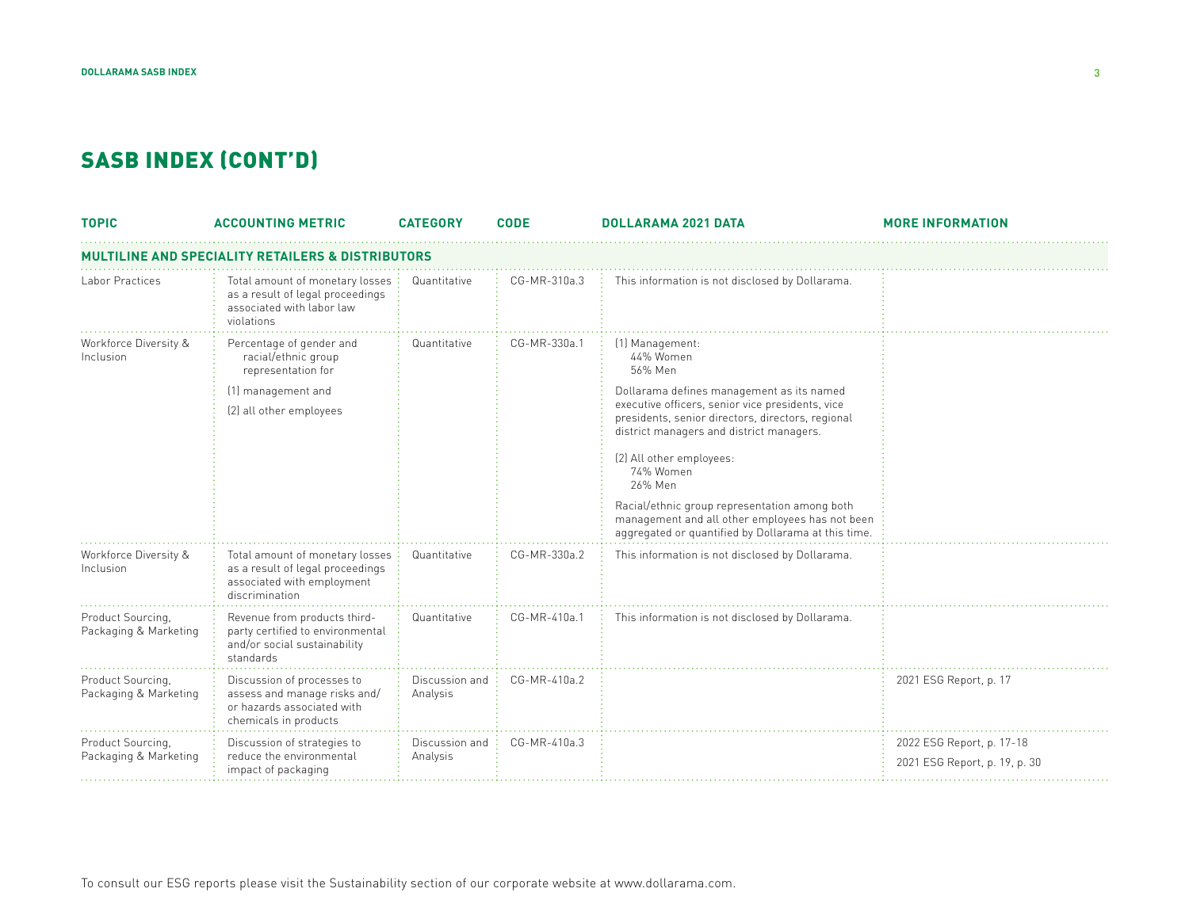# SASB INDEX (CONT'D)

| TOPIC | ACCOUNTING METRIC | CATEGORY | CODE | DOLLARAMA 2021 DATA | MORE INFORMATION |
|---|---|---|---|---|---|
| **MULTILINE AND SPECIALITY RETAILERS & DISTRIBUTORS** | | | | | |
| Labor Practices | Total amount of monetary losses as a result of legal proceedings associated with labor law violations | Quantitative | CG-MR-310a.3 | This information is not disclosed by Dollarama. | |
| Workforce Diversity & Inclusion | Percentage of gender and racial/ethnic group representation for (1) management and (2) all other employees | Quantitative | CG-MR-330a.1 | (1) Management: 44% Women 56% Men<br><br>Dollarama defines management as its named executive officers, senior vice presidents, vice presidents, senior directors, directors, regional district managers and district managers.<br><br>(2) All other employees: 74% Women 26% Men<br><br>Racial/ethnic group representation among both management and all other employees has not been aggregated or quantified by Dollarama at this time. | |
| Workforce Diversity & Inclusion | Total amount of monetary losses as a result of legal proceedings associated with employment discrimination | Quantitative | CG-MR-330a.2 | This information is not disclosed by Dollarama. | |
| Product Sourcing, Packaging & Marketing | Revenue from products third-party certified to environmental and/or social sustainability standards | Quantitative | CG-MR-410a.1 | This information is not disclosed by Dollarama. | |
| Product Sourcing, Packaging & Marketing | Discussion of processes to assess and manage risks and/or hazards associated with chemicals in products | Discussion and Analysis | CG-MR-410a.2 | | 2021 ESG Report, p. 17 |
| Product Sourcing, Packaging & Marketing | Discussion of strategies to reduce the environmental impact of packaging | Discussion and Analysis | CG-MR-410a.3 | | 2022 ESG Report, p. 17-18<br>2021 ESG Report, p. 19, p. 30 |

To consult our ESG reports please visit the Sustainability section of our corporate website at www.dollarama.com.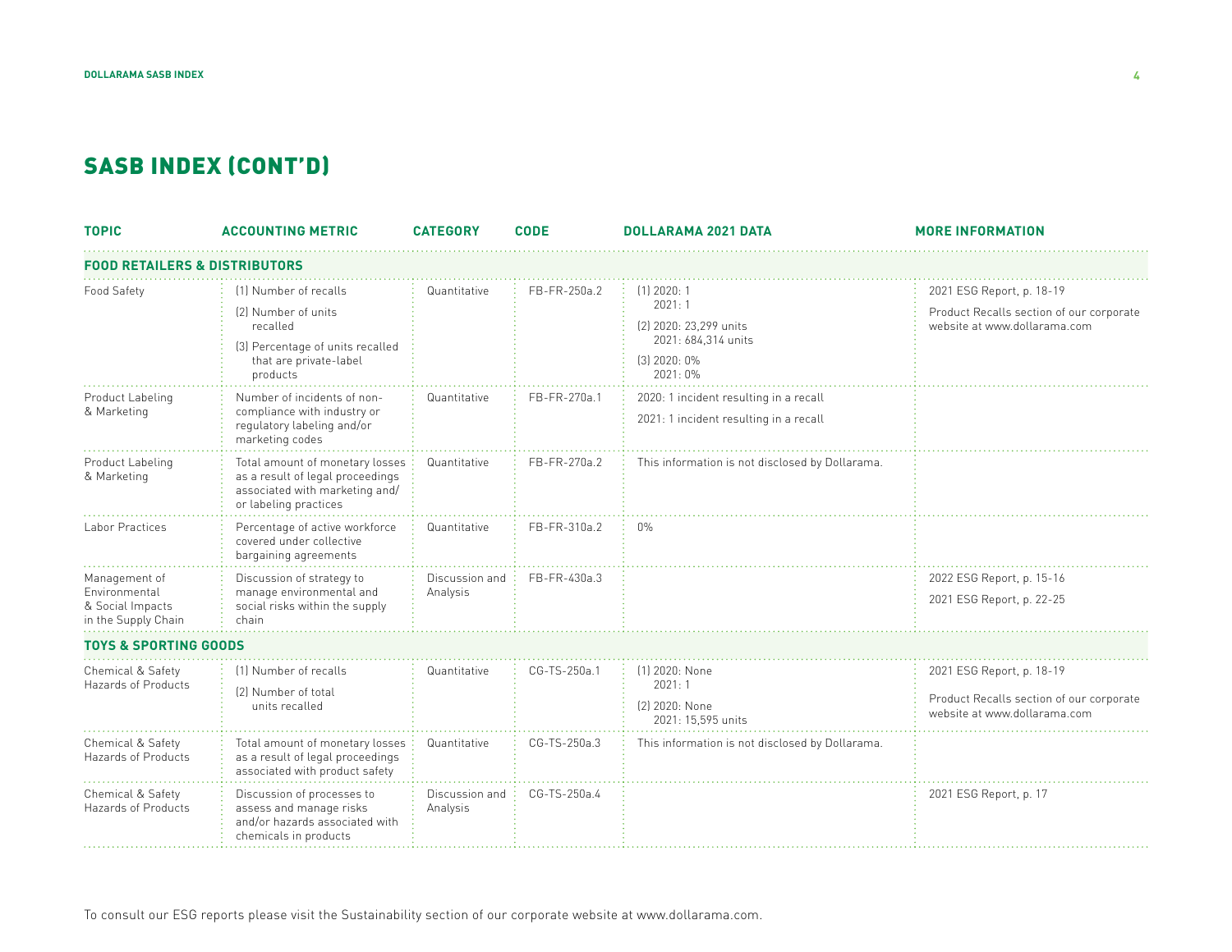## SASB INDEX (CONT'D)

| TOPIC | ACCOUNTING METRIC | CATEGORY | CODE | DOLLARAMA 2021 DATA | MORE INFORMATION |
|---|---|---|---|---|---|
| **FOOD RETAILERS & DISTRIBUTORS** | | | | | |
| Food Safety | (1) Number of recalls<br>(2) Number of units recalled<br>(3) Percentage of units recalled that are private-label products | Quantitative | FB-FR-250a.2 | (1) 2020: 1<br>2021: 1<br>(2) 2020: 23,299 units<br>2021: 684,314 units<br>(3) 2020: 0%<br>2021: 0% | 2021 ESG Report, p. 18-19<br>Product Recalls section of our corporate website at www.dollarama.com |
| Product Labeling & Marketing | Number of incidents of non-compliance with industry or regulatory labeling and/or marketing codes | Quantitative | FB-FR-270a.1 | 2020: 1 incident resulting in a recall<br>2021: 1 incident resulting in a recall | |
| Product Labeling & Marketing | Total amount of monetary losses as a result of legal proceedings associated with marketing and/or labeling practices | Quantitative | FB-FR-270a.2 | This information is not disclosed by Dollarama. | |
| Labor Practices | Percentage of active workforce covered under collective bargaining agreements | Quantitative | FB-FR-310a.2 | 0% | |
| Management of Environmental & Social Impacts in the Supply Chain | Discussion of strategy to manage environmental and social risks within the supply chain | Discussion and Analysis | FB-FR-430a.3 | | 2022 ESG Report, p. 15-16<br>2021 ESG Report, p. 22-25 |
| **TOYS & SPORTING GOODS** | | | | | |
| Chemical & Safety Hazards of Products | (1) Number of recalls<br>(2) Number of total units recalled | Quantitative | CG-TS-250a.1 | (1) 2020: None<br>2021: 1<br>(2) 2020: None<br>2021: 15,595 units | 2021 ESG Report, p. 18-19<br>Product Recalls section of our corporate website at www.dollarama.com |
| Chemical & Safety Hazards of Products | Total amount of monetary losses as a result of legal proceedings associated with product safety | Quantitative | CG-TS-250a.3 | This information is not disclosed by Dollarama. | |
| Chemical & Safety Hazards of Products | Discussion of processes to assess and manage risks and/or hazards associated with chemicals in products | Discussion and Analysis | CG-TS-250a.4 | | 2021 ESG Report, p. 17 |

To consult our ESG reports please visit the Sustainability section of our corporate website at www.dollarama.com.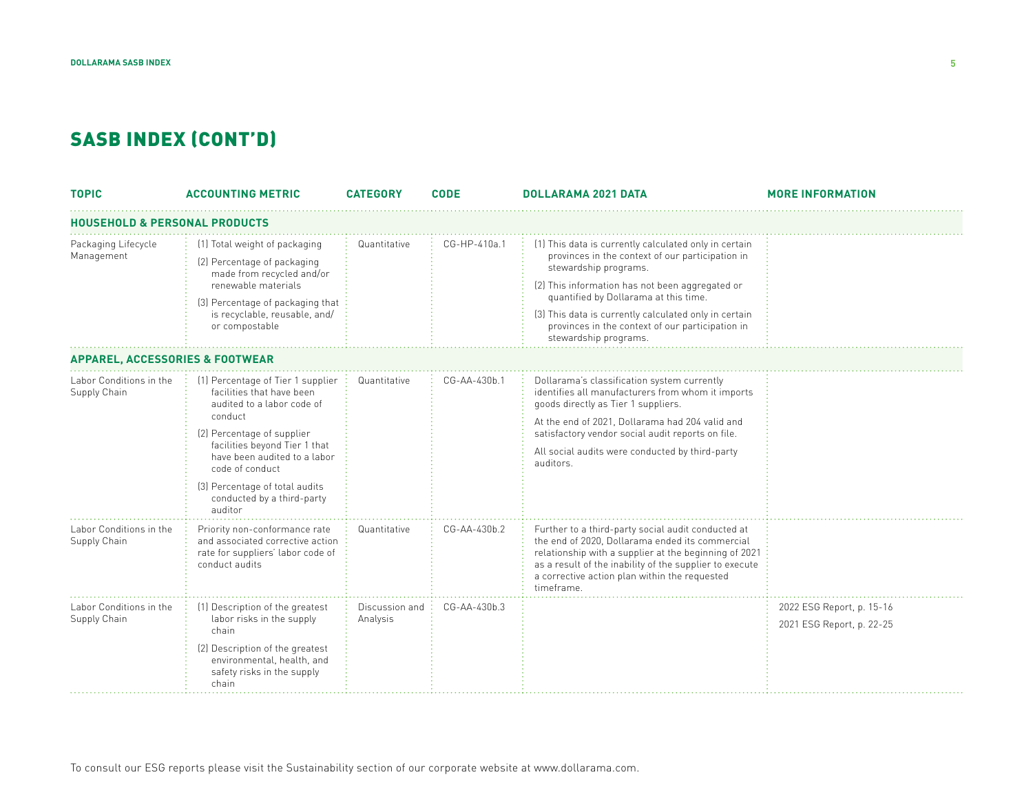# SASB INDEX (CONT'D)

| TOPIC | ACCOUNTING METRIC | CATEGORY | CODE | DOLLARAMA 2021 DATA | MORE INFORMATION |
|---|---|---|---|---|---|
| **HOUSEHOLD & PERSONAL PRODUCTS** | | | | | |
| Packaging Lifecycle Management | (1) Total weight of packaging<br>(2) Percentage of packaging made from recycled and/or renewable materials<br>(3) Percentage of packaging that is recyclable, reusable, and/or compostable | Quantitative | CG-HP-410a.1 | (1) This data is currently calculated only in certain provinces in the context of our participation in stewardship programs.<br>(2) This information has not been aggregated or quantified by Dollarama at this time.<br>(3) This data is currently calculated only in certain provinces in the context of our participation in stewardship programs. | |
| **APPAREL, ACCESSORIES & FOOTWEAR** | | | | | |
| Labor Conditions in the Supply Chain | (1) Percentage of Tier 1 supplier facilities that have been audited to a labor code of conduct<br>(2) Percentage of supplier facilities beyond Tier 1 that have been audited to a labor code of conduct<br>(3) Percentage of total audits conducted by a third-party auditor | Quantitative | CG-AA-430b.1 | Dollarama's classification system currently identifies all manufacturers from whom it imports goods directly as Tier 1 suppliers.<br>At the end of 2021, Dollarama had 204 valid and satisfactory vendor social audit reports on file.<br>All social audits were conducted by third-party auditors. | |
| Labor Conditions in the Supply Chain | Priority non-conformance rate and associated corrective action rate for suppliers' labor code of conduct audits | Quantitative | CG-AA-430b.2 | Further to a third-party social audit conducted at the end of 2020, Dollarama ended its commercial relationship with a supplier at the beginning of 2021 as a result of the inability of the supplier to execute a corrective action plan within the requested timeframe. | |
| Labor Conditions in the Supply Chain | (1) Description of the greatest labor risks in the supply chain<br>(2) Description of the greatest environmental, health, and safety risks in the supply chain | Discussion and Analysis | CG-AA-430b.3 | | 2022 ESG Report, p. 15-16<br>2021 ESG Report, p. 22-25 |

To consult our ESG reports please visit the Sustainability section of our corporate website at www.dollarama.com.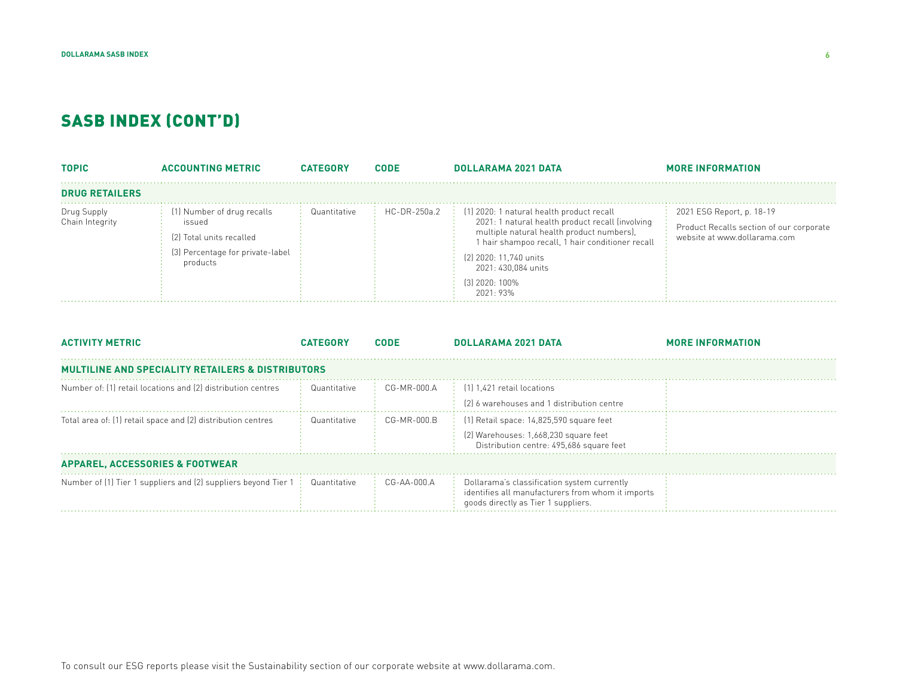# SASB INDEX (CONT'D)

| TOPIC | ACCOUNTING METRIC | CATEGORY | CODE | DOLLARAMA 2021 DATA | MORE INFORMATION |
|---|---|---|---|---|---|
| **DRUG RETAILERS** | | | | | |
| Drug Supply Chain Integrity | (1) Number of drug recalls issued<br>(2) Total units recalled<br>(3) Percentage for private-label products | Quantitative | HC-DR-250a.2 | (1) 2020: 1 natural health product recall<br>2021: 1 natural health product recall (involving multiple natural health product numbers), 1 hair shampoo recall, 1 hair conditioner recall<br>(2) 2020: 11,740 units<br>2021: 430,084 units<br>(3) 2020: 100%<br>2021: 93% | 2021 ESG Report, p. 18-19<br>Product Recalls section of our corporate website at www.dollarama.com |

| ACTIVITY METRIC | CATEGORY | CODE | DOLLARAMA 2021 DATA | MORE INFORMATION |
|---|---|---|---|---|
| **MULTILINE AND SPECIALITY RETAILERS & DISTRIBUTORS** | | | | |
| Number of: (1) retail locations and (2) distribution centres | Quantitative | CG-MR-000.A | (1) 1,421 retail locations<br>(2) 6 warehouses and 1 distribution centre | |
| Total area of: (1) retail space and (2) distribution centres | Quantitative | CG-MR-000.B | (1) Retail space: 14,825,590 square feet<br>(2) Warehouses: 1,668,230 square feet<br>Distribution centre: 495,686 square feet | |
| **APPAREL, ACCESSORIES & FOOTWEAR** | | | | |
| Number of (1) Tier 1 suppliers and (2) suppliers beyond Tier 1 | Quantitative | CG-AA-000.A | Dollarama's classification system currently identifies all manufacturers from whom it imports goods directly as Tier 1 suppliers. | |

To consult our ESG reports please visit the Sustainability section of our corporate website at www.dollarama.com.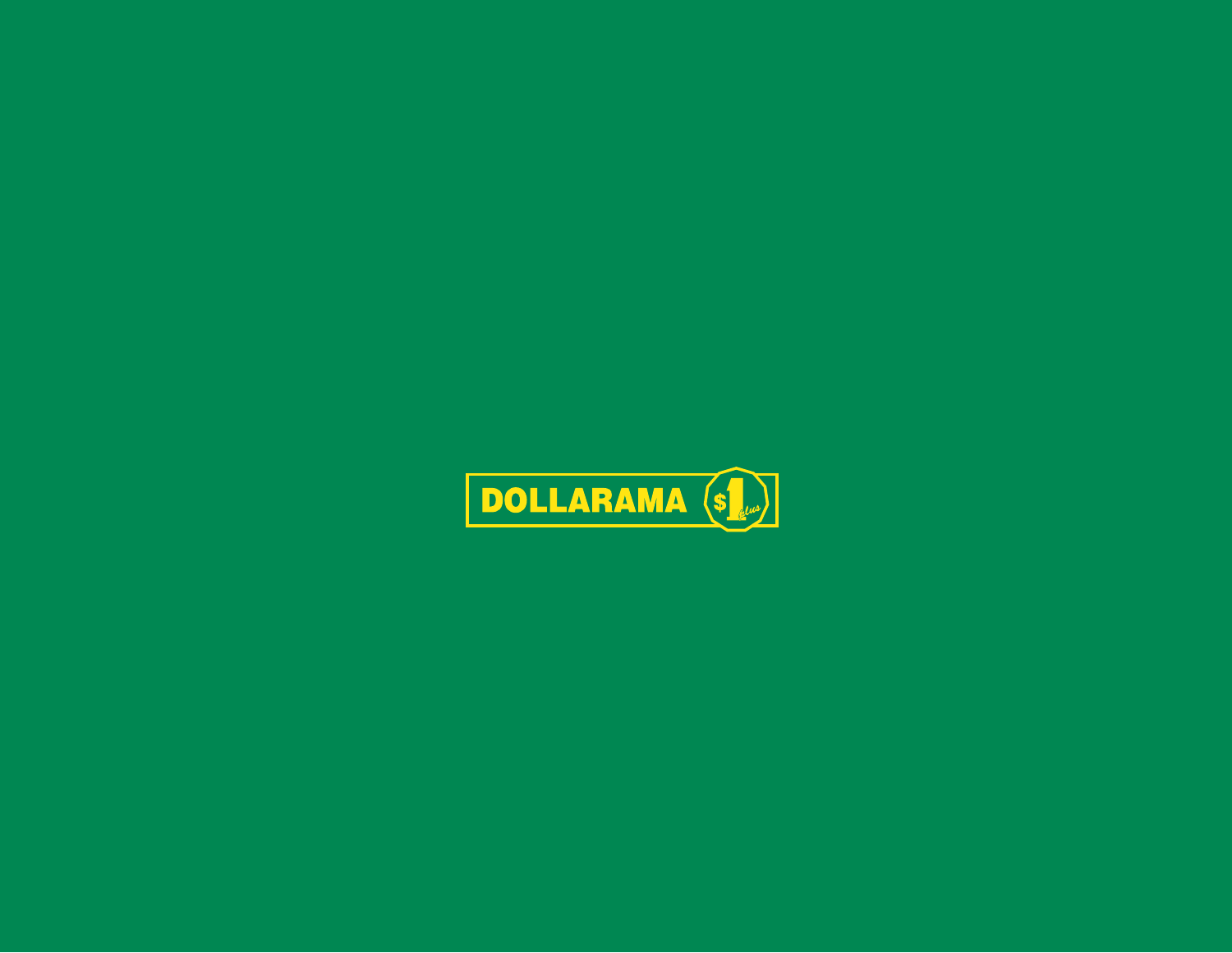DOLLARAMA $1 plus